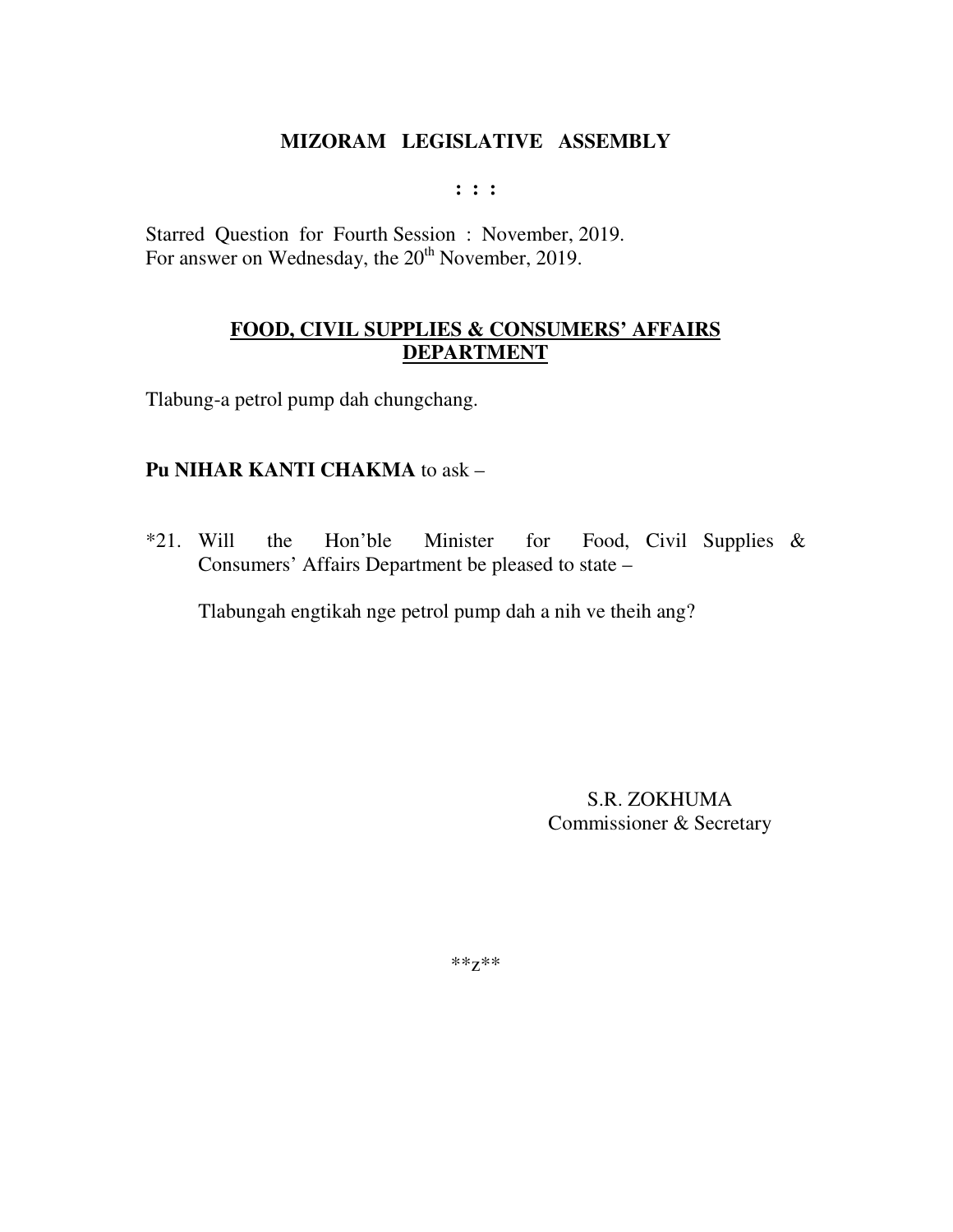# MIZORAM LEGISLATIVE ASSEMBLY

**: : :**

Starred Question for Fourth Session : November, 2019.
For answer on Wednesday, the 20th November, 2019.

## FOOD, CIVIL SUPPLIES & CONSUMERS' AFFAIRS DEPARTMENT

Tlabung-a petrol pump dah chungchang.

**Pu NIHAR KANTI CHAKMA** to ask –

*21. Will the Hon'ble Minister for Food, Civil Supplies & Consumers' Affairs Department be pleased to state –

Tlabungah engtikah nge petrol pump dah a nih ve theih ang?

S.R. ZOKHUMA
Commissioner & Secretary

**z**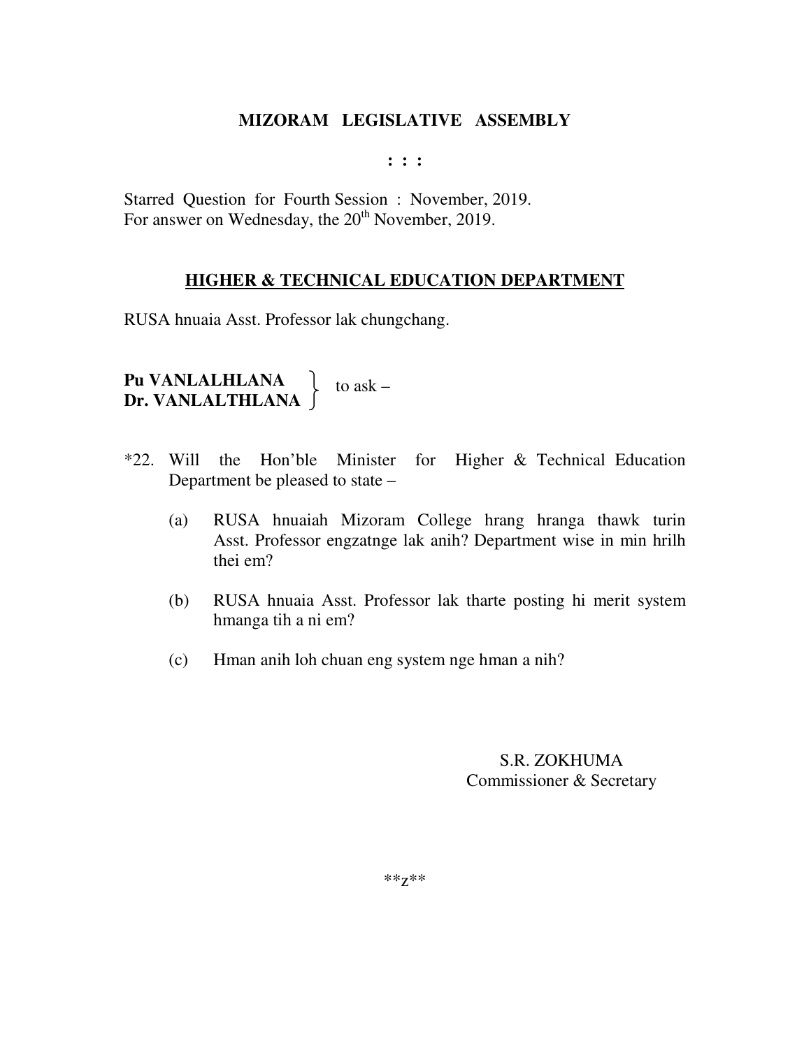# MIZORAM LEGISLATIVE ASSEMBLY

**: : :**

Starred Question for Fourth Session : November, 2019.
For answer on Wednesday, the 20th November, 2019.

## HIGHER & TECHNICAL EDUCATION DEPARTMENT

RUSA hnuaia Asst. Professor lak chungchang.

**Pu VANLALHLANA**
**Dr. VANLALTHLANA** } to ask –

*22. Will the Hon'ble Minister for Higher & Technical Education Department be pleased to state –

(a) RUSA hnuaiah Mizoram College hrang hranga thawk turin Asst. Professor engzatnge lak anih? Department wise in min hrilh thei em?

(b) RUSA hnuaia Asst. Professor lak tharte posting hi merit system hmanga tih a ni em?

(c) Hman anih loh chuan eng system nge hman a nih?

S.R. ZOKHUMA
Commissioner & Secretary

**z**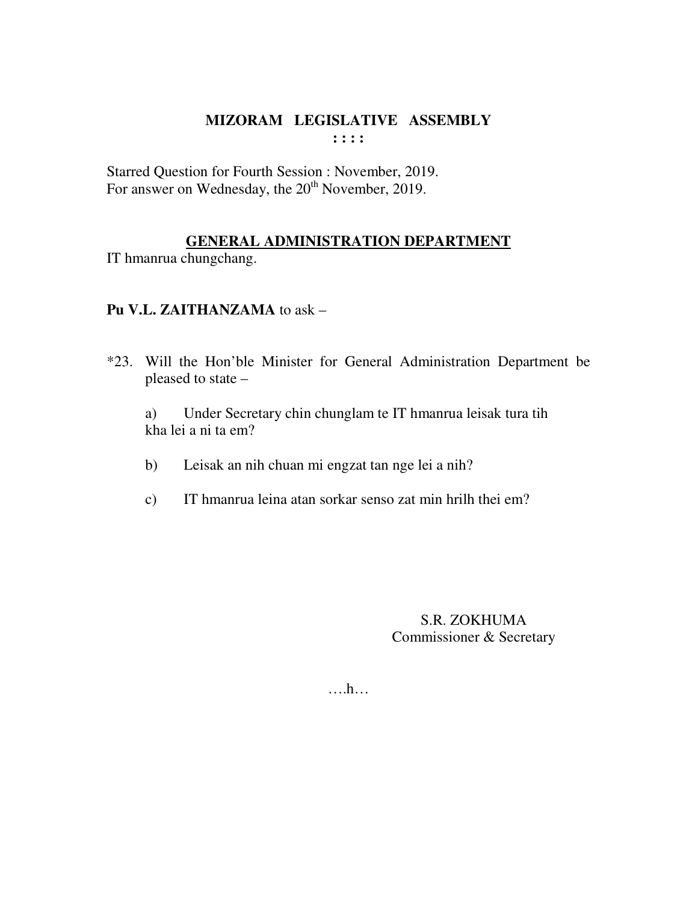# MIZORAM LEGISLATIVE ASSEMBLY

**: : : :**

Starred Question for Fourth Session : November, 2019.
For answer on Wednesday, the 20th November, 2019.

## GENERAL ADMINISTRATION DEPARTMENT

IT hmanrua chungchang.

**Pu V.L. ZAITHANZAMA** to ask –

*23. Will the Hon'ble Minister for General Administration Department be pleased to state –

a) Under Secretary chin chunglam te IT hmanrua leisak tura tih kha lei a ni ta em?

b) Leisak an nih chuan mi engzat tan nge lei a nih?

c) IT hmanrua leina atan sorkar senso zat min hrilh thei em?

S.R. ZOKHUMA
Commissioner & Secretary

….h…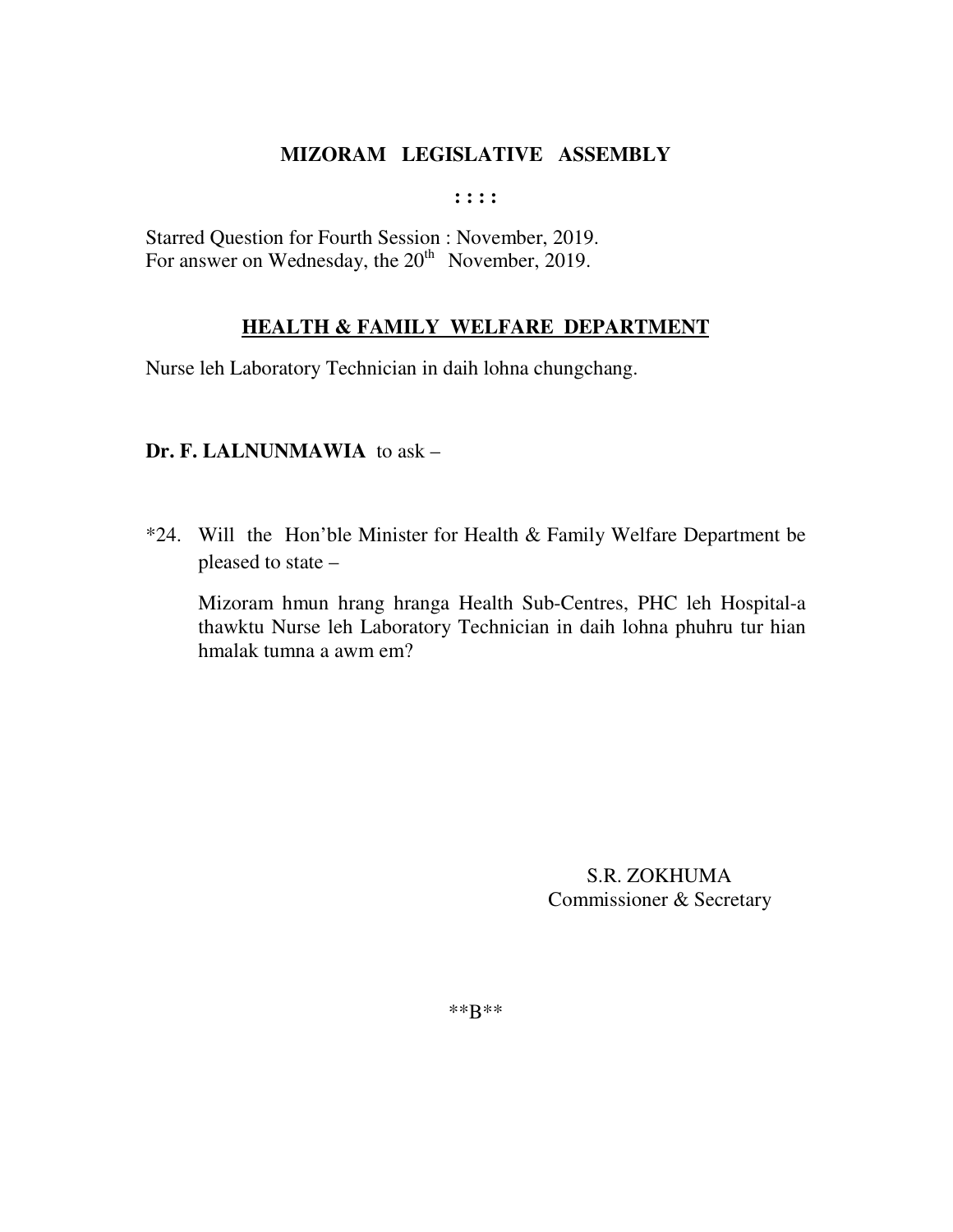**MIZORAM LEGISLATIVE ASSEMBLY**

**: : : :**

Starred Question for Fourth Session : November, 2019.
For answer on Wednesday, the 20th November, 2019.

**HEALTH & FAMILY WELFARE DEPARTMENT**

Nurse leh Laboratory Technician in daih lohna chungchang.

**Dr. F. LALNUNMAWIA** to ask –

*24. Will the Hon'ble Minister for Health & Family Welfare Department be pleased to state –

Mizoram hmun hrang hranga Health Sub-Centres, PHC leh Hospital-a thawktu Nurse leh Laboratory Technician in daih lohna phuhru tur hian hmalak tumna a awm em?

S.R. ZOKHUMA
Commissioner & Secretary

**B**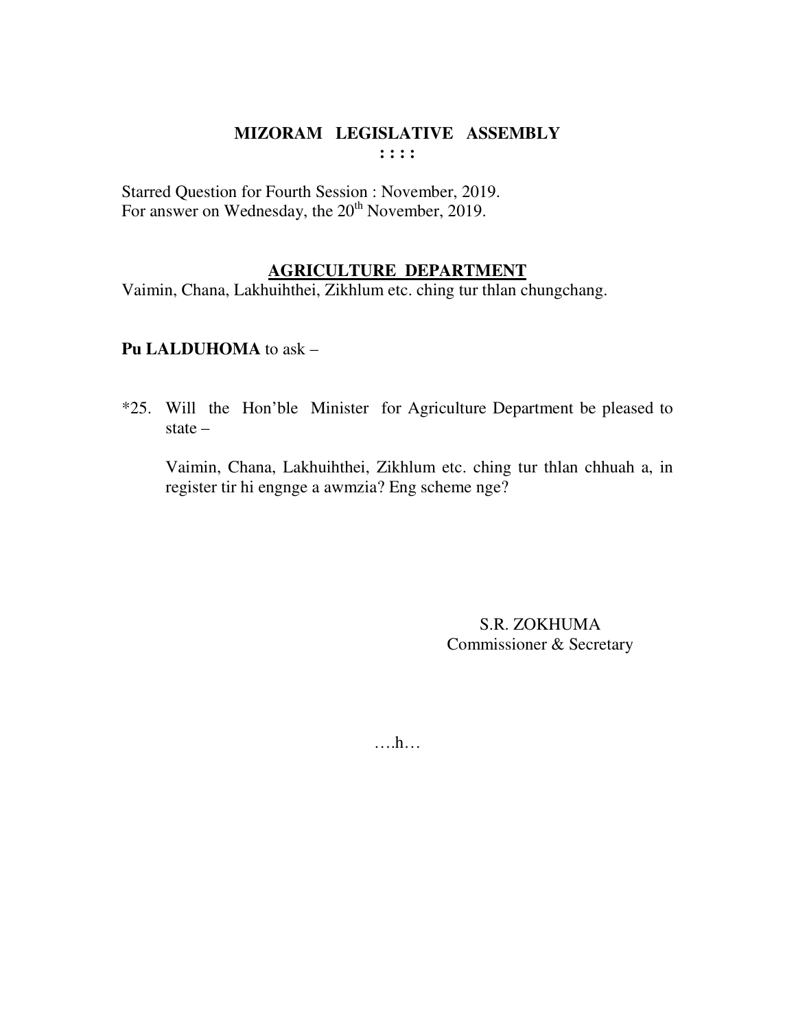# MIZORAM LEGISLATIVE ASSEMBLY

: : : :

Starred Question for Fourth Session : November, 2019.
For answer on Wednesday, the 20th November, 2019.

## AGRICULTURE DEPARTMENT

Vaimin, Chana, Lakhuihthei, Zikhlum etc. ching tur thlan chungchang.

**Pu LALDUHOMA** to ask –

*25. Will the Hon'ble Minister for Agriculture Department be pleased to state –

Vaimin, Chana, Lakhuihthei, Zikhlum etc. ching tur thlan chhuah a, in register tir hi engnge a awmzia? Eng scheme nge?

S.R. ZOKHUMA
Commissioner & Secretary

….h…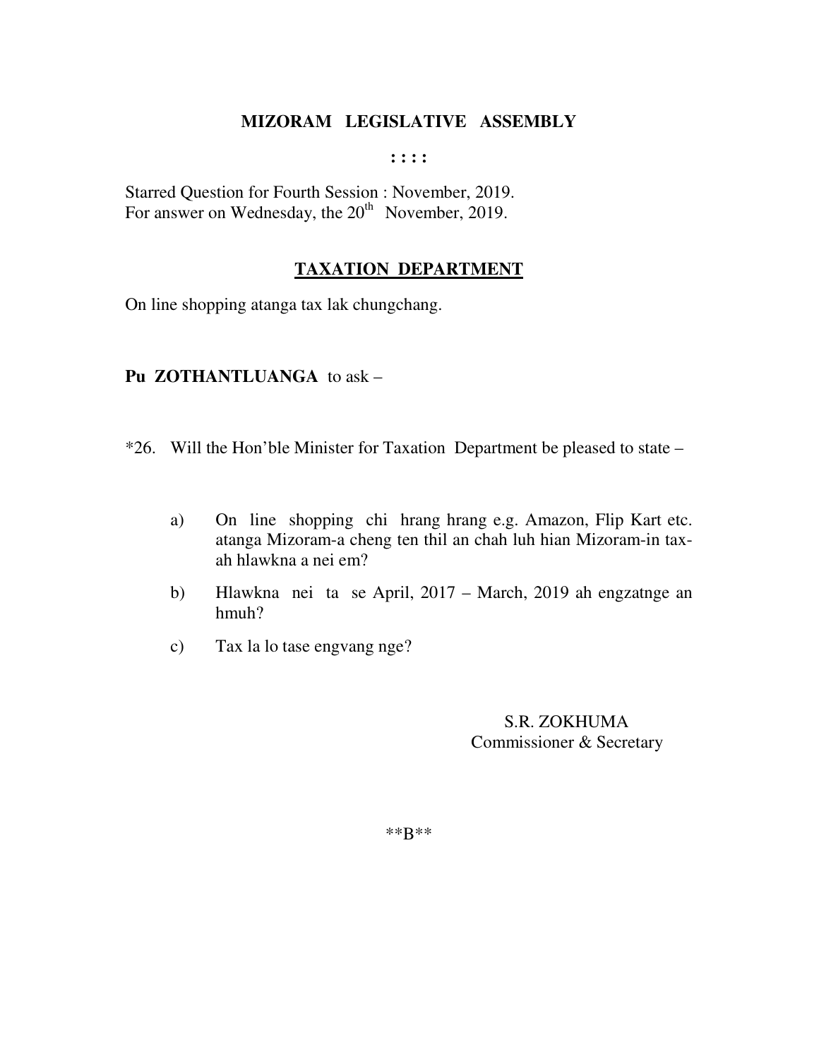**MIZORAM LEGISLATIVE ASSEMBLY**

**: : : :**

Starred Question for Fourth Session : November, 2019.
For answer on Wednesday, the 20th November, 2019.

## TAXATION DEPARTMENT

On line shopping atanga tax lak chungchang.

**Pu ZOTHANTLUANGA** to ask –

*26. Will the Hon'ble Minister for Taxation Department be pleased to state –

a) On line shopping chi hrang hrang e.g. Amazon, Flip Kart etc. atanga Mizoram-a cheng ten thil an chah luh hian Mizoram-in tax-ah hlawkna a nei em?

b) Hlawkna nei ta se April, 2017 – March, 2019 ah engzatnge an hmuh?

c) Tax la lo tase engvang nge?

S.R. ZOKHUMA
Commissioner & Secretary

**B**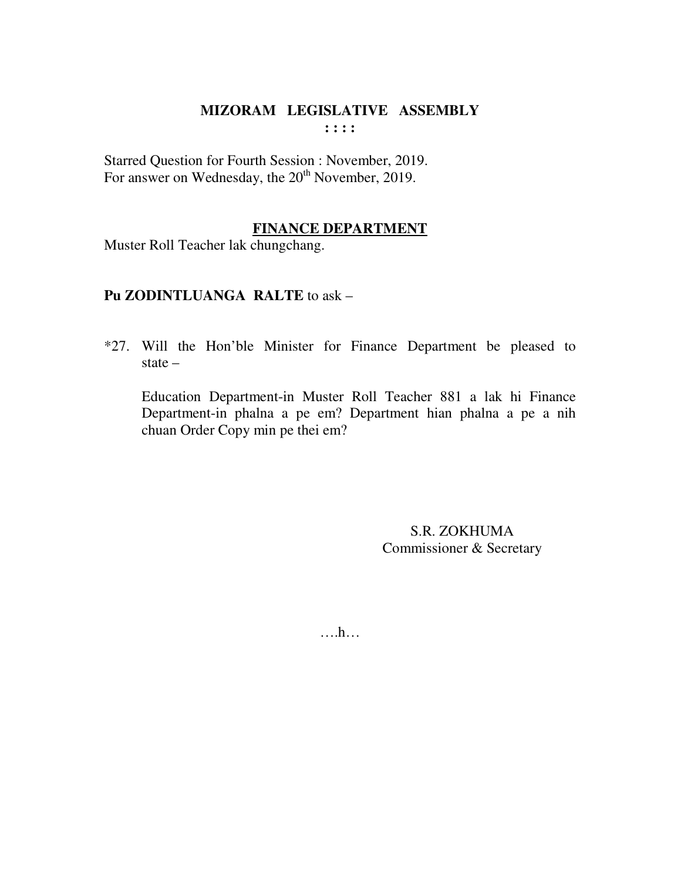# MIZORAM LEGISLATIVE ASSEMBLY

: : : :

Starred Question for Fourth Session : November, 2019.
For answer on Wednesday, the 20th November, 2019.

## FINANCE DEPARTMENT

Muster Roll Teacher lak chungchang.

**Pu ZODINTLUANGA RALTE** to ask –

*27. Will the Hon'ble Minister for Finance Department be pleased to state –

Education Department-in Muster Roll Teacher 881 a lak hi Finance Department-in phalna a pe em? Department hian phalna a pe a nih chuan Order Copy min pe thei em?

S.R. ZOKHUMA
Commissioner & Secretary

….h…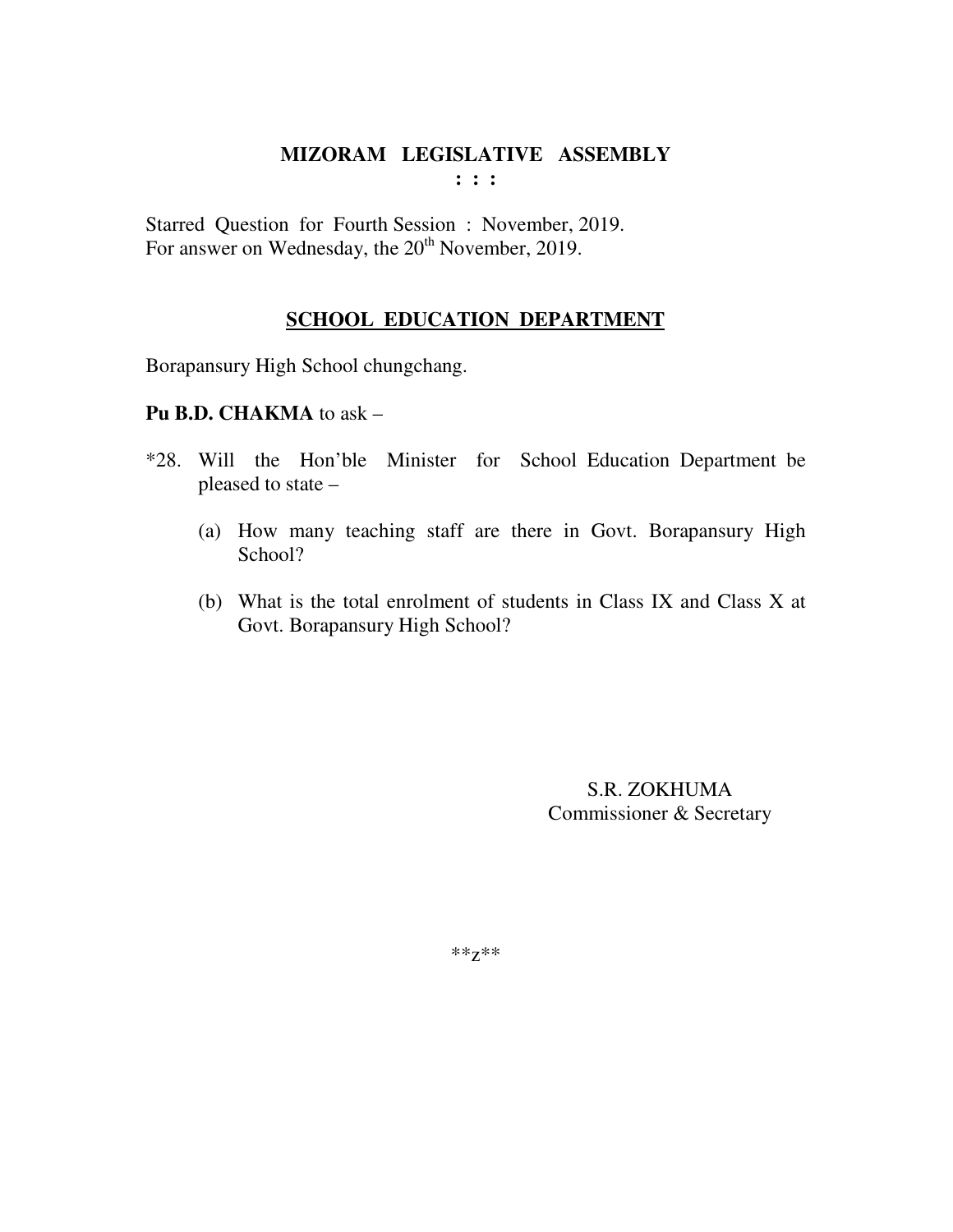# MIZORAM LEGISLATIVE ASSEMBLY

: : :

Starred Question for Fourth Session : November, 2019.
For answer on Wednesday, the 20th November, 2019.

## SCHOOL EDUCATION DEPARTMENT

Borapansury High School chungchang.

**Pu B.D. CHAKMA** to ask –

*28. Will the Hon'ble Minister for School Education Department be pleased to state –

(a) How many teaching staff are there in Govt. Borapansury High School?

(b) What is the total enrolment of students in Class IX and Class X at Govt. Borapansury High School?

S.R. ZOKHUMA
Commissioner & Secretary

**z**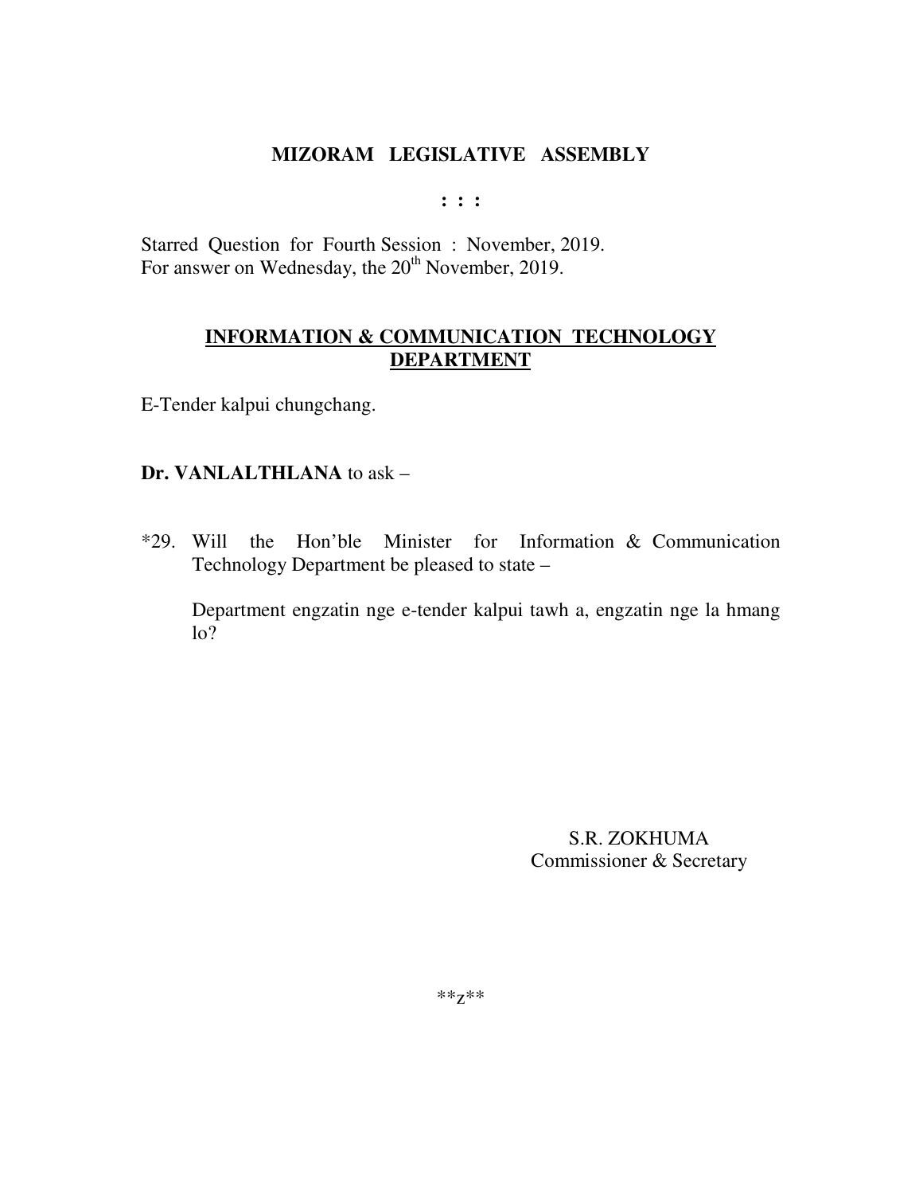# MIZORAM LEGISLATIVE ASSEMBLY

**: : :**

Starred Question for Fourth Session : November, 2019.
For answer on Wednesday, the 20th November, 2019.

## INFORMATION & COMMUNICATION TECHNOLOGY DEPARTMENT

E-Tender kalpui chungchang.

**Dr. VANLALTHLANA** to ask –

*29. Will the Hon'ble Minister for Information & Communication Technology Department be pleased to state –

Department engzatin nge e-tender kalpui tawh a, engzatin nge la hmang lo?

S.R. ZOKHUMA
Commissioner & Secretary

**z**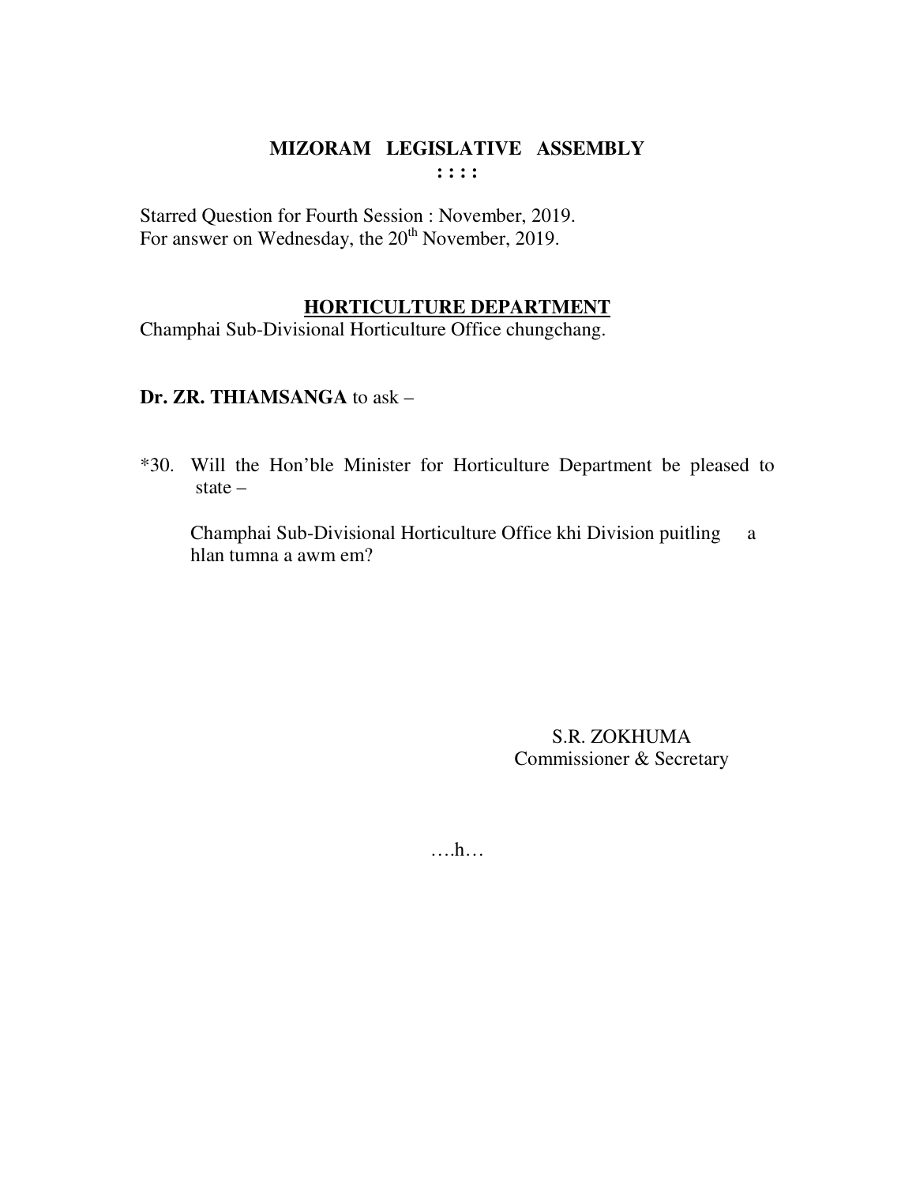**MIZORAM LEGISLATIVE ASSEMBLY**

**: : : :**

Starred Question for Fourth Session : November, 2019.
For answer on Wednesday, the 20th November, 2019.

**HORTICULTURE DEPARTMENT**

Champhai Sub-Divisional Horticulture Office chungchang.

**Dr. ZR. THIAMSANGA** to ask –

*30. Will the Hon'ble Minister for Horticulture Department be pleased to state –

Champhai Sub-Divisional Horticulture Office khi Division puitling a hlan tumna a awm em?

S.R. ZOKHUMA
Commissioner & Secretary

….h…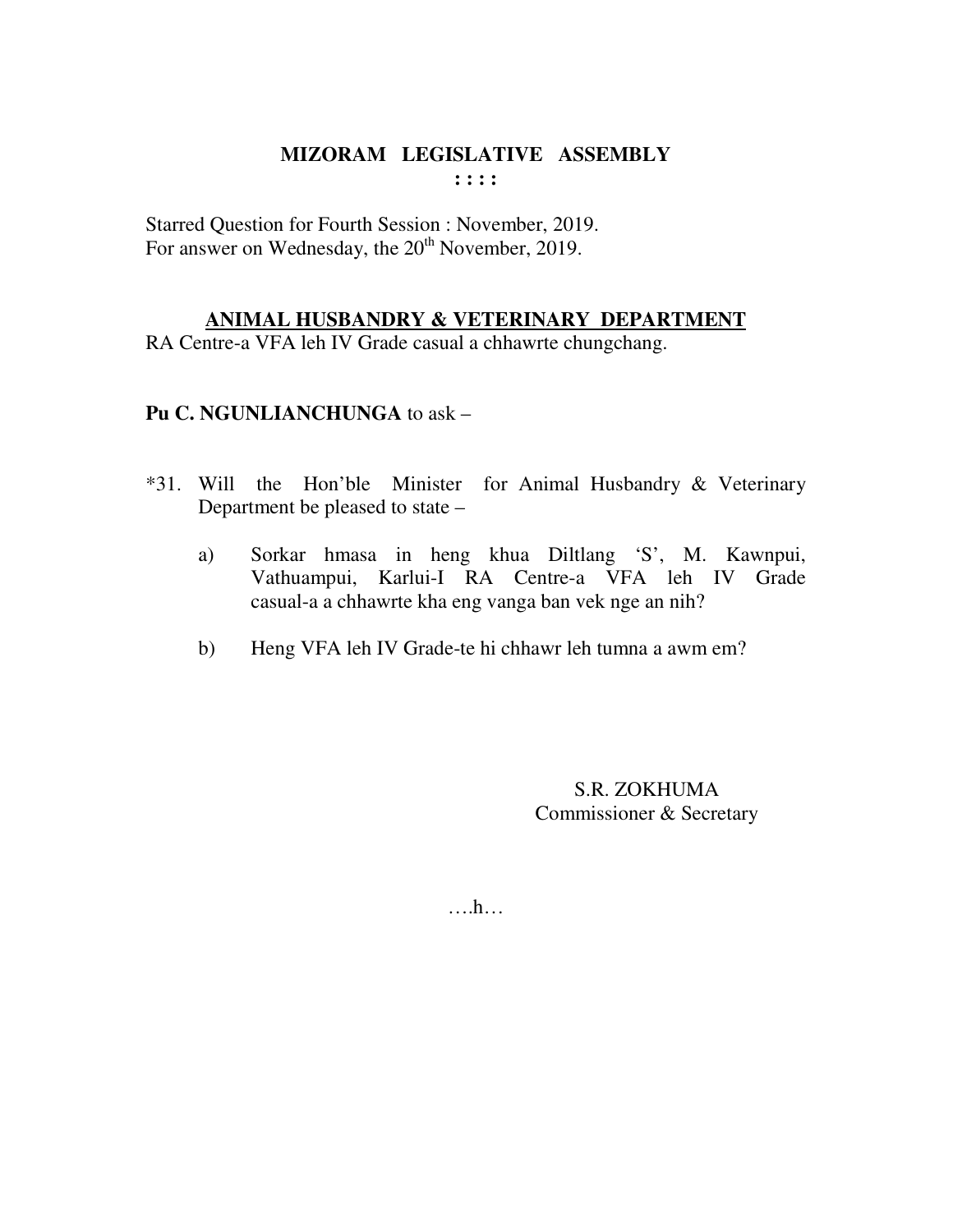# MIZORAM LEGISLATIVE ASSEMBLY

**: : : :**

Starred Question for Fourth Session : November, 2019.
For answer on Wednesday, the 20th November, 2019.

## ANIMAL HUSBANDRY & VETERINARY DEPARTMENT

RA Centre-a VFA leh IV Grade casual a chhawrte chungchang.

**Pu C. NGUNLIANCHUNGA** to ask –

*31. Will the Hon'ble Minister for Animal Husbandry & Veterinary Department be pleased to state –

a) Sorkar hmasa in heng khua Diltlang 'S', M. Kawnpui, Vathuampui, Karlui-I RA Centre-a VFA leh IV Grade casual-a a chhawrte kha eng vanga ban vek nge an nih?

b) Heng VFA leh IV Grade-te hi chhawr leh tumna a awm em?

S.R. ZOKHUMA
Commissioner & Secretary

….h…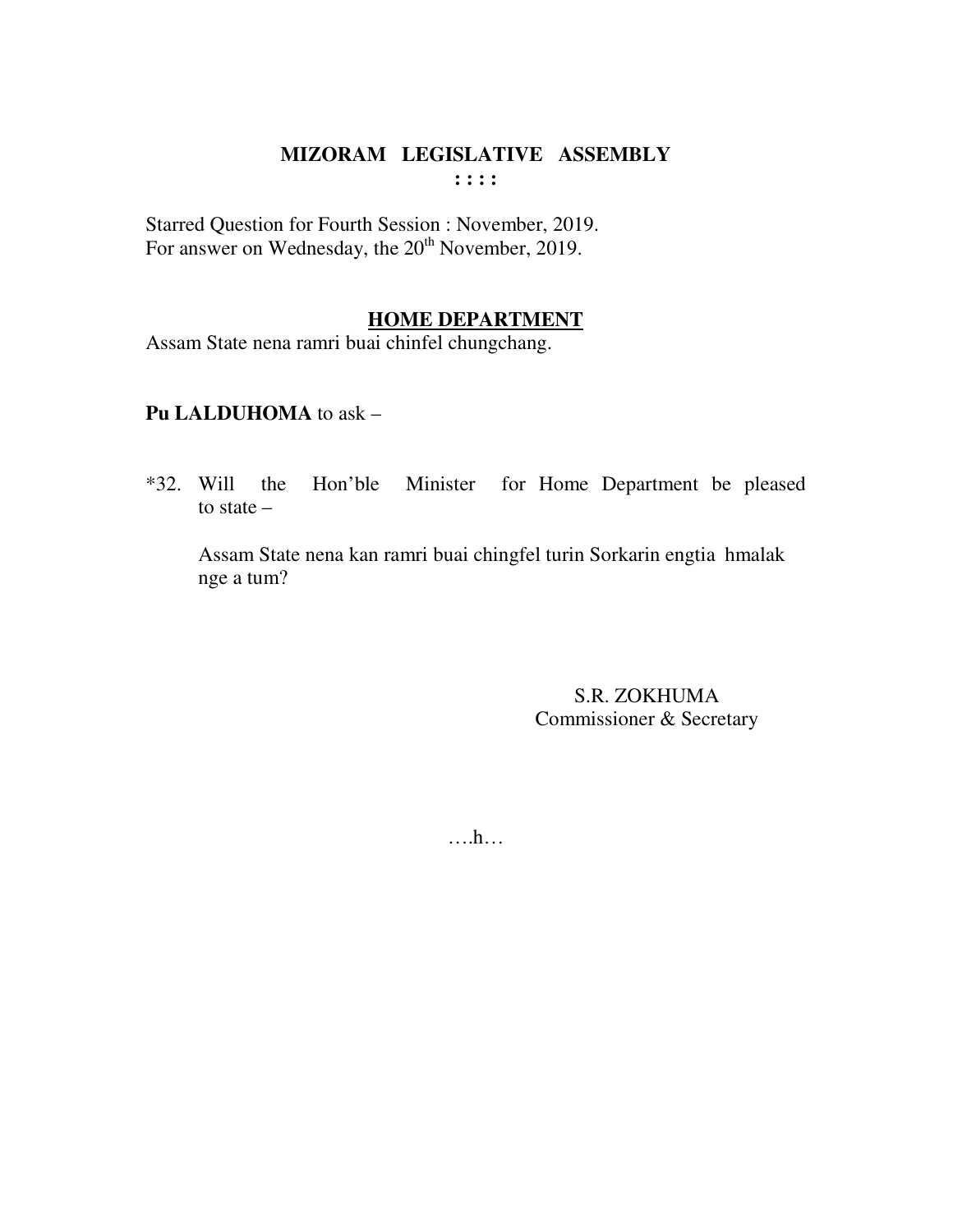# MIZORAM LEGISLATIVE ASSEMBLY

: : : :

Starred Question for Fourth Session : November, 2019.
For answer on Wednesday, the 20th November, 2019.

## HOME DEPARTMENT

Assam State nena ramri buai chinfel chungchang.

**Pu LALDUHOMA** to ask –

*32. Will the Hon'ble Minister for Home Department be pleased to state –

Assam State nena kan ramri buai chingfel turin Sorkarin engtia hmalak nge a tum?

S.R. ZOKHUMA
Commissioner & Secretary

….h…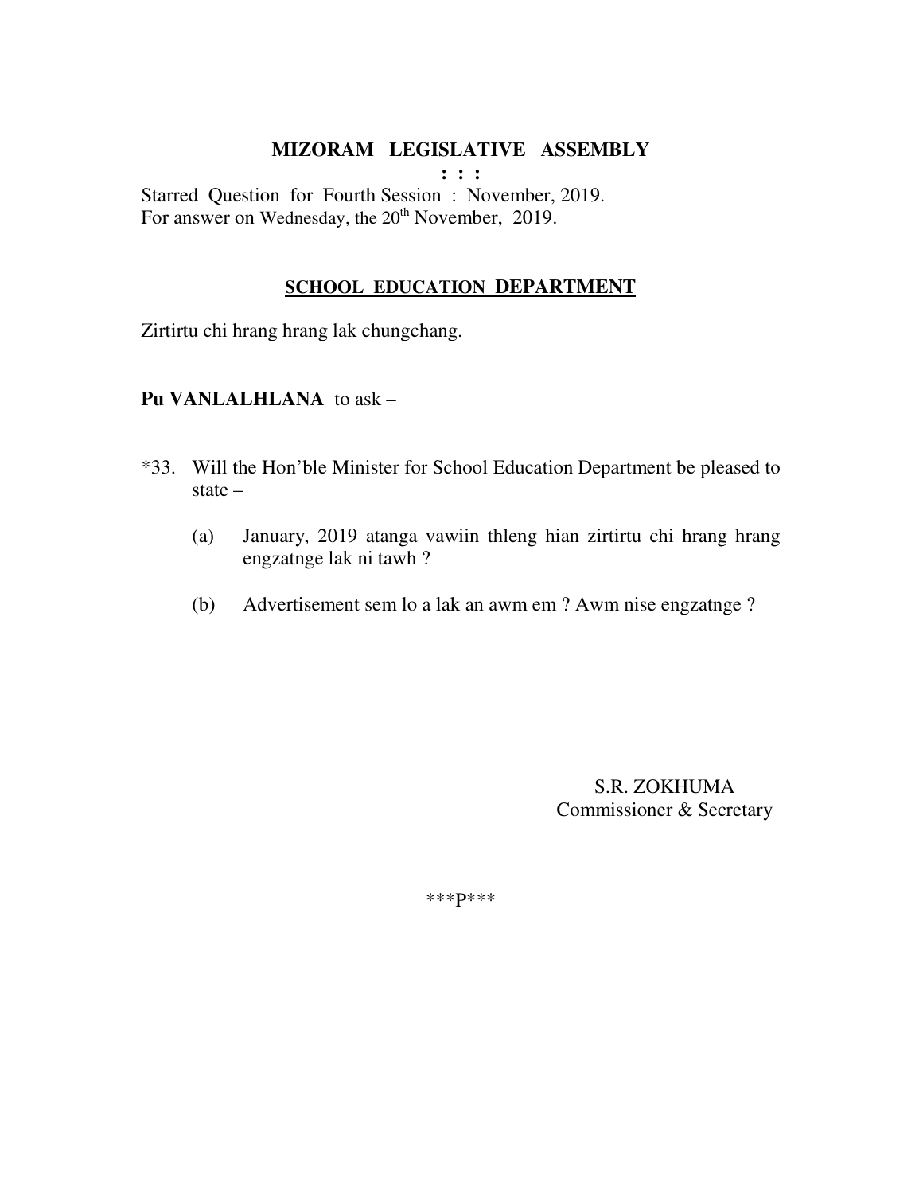# MIZORAM LEGISLATIVE ASSEMBLY

**: : :**

Starred Question for Fourth Session : November, 2019.
For answer on Wednesday, the 20th November, 2019.

## <u>SCHOOL EDUCATION DEPARTMENT</u>

Zirtirtu chi hrang hrang lak chungchang.

**Pu VANLALHLANA** to ask –

*33. Will the Hon'ble Minister for School Education Department be pleased to state –

(a) January, 2019 atanga vawiin thleng hian zirtirtu chi hrang hrang engzatnge lak ni tawh ?

(b) Advertisement sem lo a lak an awm em ? Awm nise engzatnge ?

S.R. ZOKHUMA
Commissioner & Secretary

***P***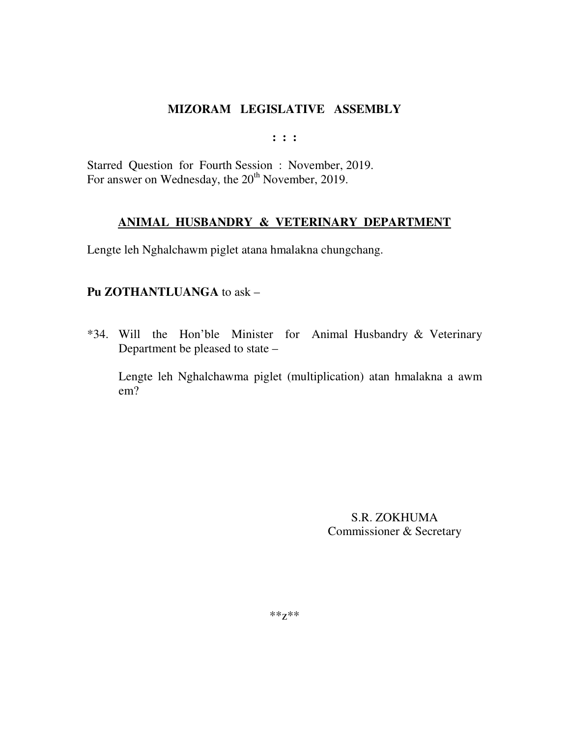# MIZORAM LEGISLATIVE ASSEMBLY

**: : :**

Starred Question for Fourth Session : November, 2019.
For answer on Wednesday, the 20th November, 2019.

## ANIMAL HUSBANDRY & VETERINARY DEPARTMENT

Lengte leh Nghalchawm piglet atana hmalakna chungchang.

**Pu ZOTHANTLUANGA** to ask –

*34. Will the Hon'ble Minister for Animal Husbandry & Veterinary Department be pleased to state –

Lengte leh Nghalchawma piglet (multiplication) atan hmalakna a awm em?

S.R. ZOKHUMA
Commissioner & Secretary

**z**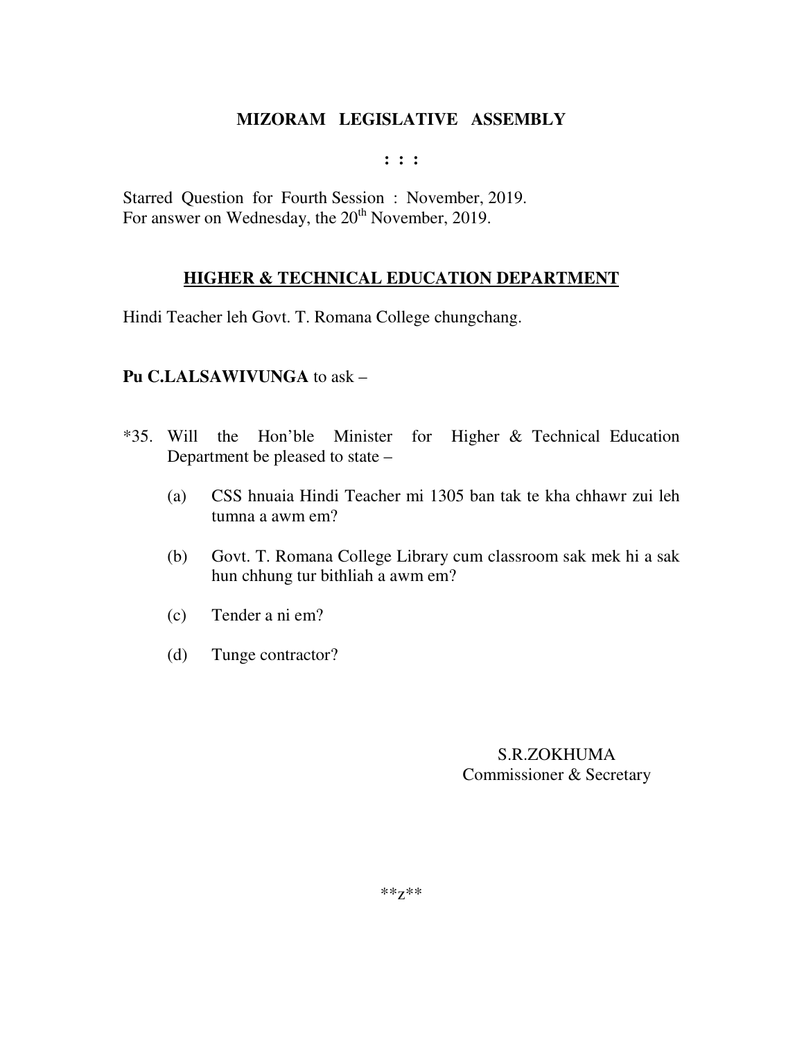## MIZORAM LEGISLATIVE ASSEMBLY

: : :

Starred Question for Fourth Session : November, 2019.
For answer on Wednesday, the 20th November, 2019.

### HIGHER & TECHNICAL EDUCATION DEPARTMENT

Hindi Teacher leh Govt. T. Romana College chungchang.

**Pu C.LALSAWIVUNGA** to ask –

*35. Will the Hon'ble Minister for Higher & Technical Education Department be pleased to state –

(a) CSS hnuaia Hindi Teacher mi 1305 ban tak te kha chhawr zui leh tumna a awm em?

(b) Govt. T. Romana College Library cum classroom sak mek hi a sak hun chhung tur bithliah a awm em?

(c) Tender a ni em?

(d) Tunge contractor?

S.R.ZOKHUMA
Commissioner & Secretary

**z**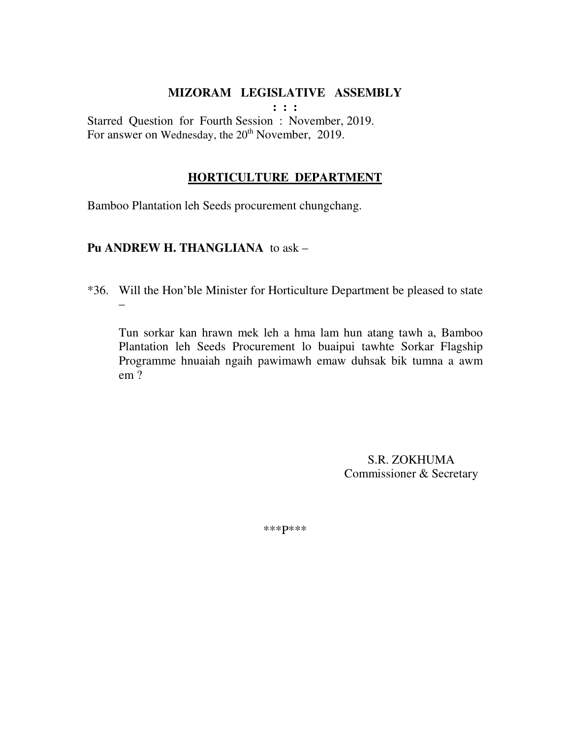**MIZORAM LEGISLATIVE ASSEMBLY**

**: : :**

Starred Question for Fourth Session : November, 2019.
For answer on Wednesday, the 20th November, 2019.

**HORTICULTURE DEPARTMENT**

Bamboo Plantation leh Seeds procurement chungchang.

**Pu ANDREW H. THANGLIANA** to ask –

*36. Will the Hon'ble Minister for Horticulture Department be pleased to state –

Tun sorkar kan hrawn mek leh a hma lam hun atang tawh a, Bamboo Plantation leh Seeds Procurement lo buaipui tawhte Sorkar Flagship Programme hnuaiah ngaih pawimawh emaw duhsak bik tumna a awm em ?

S.R. ZOKHUMA
Commissioner & Secretary

***P***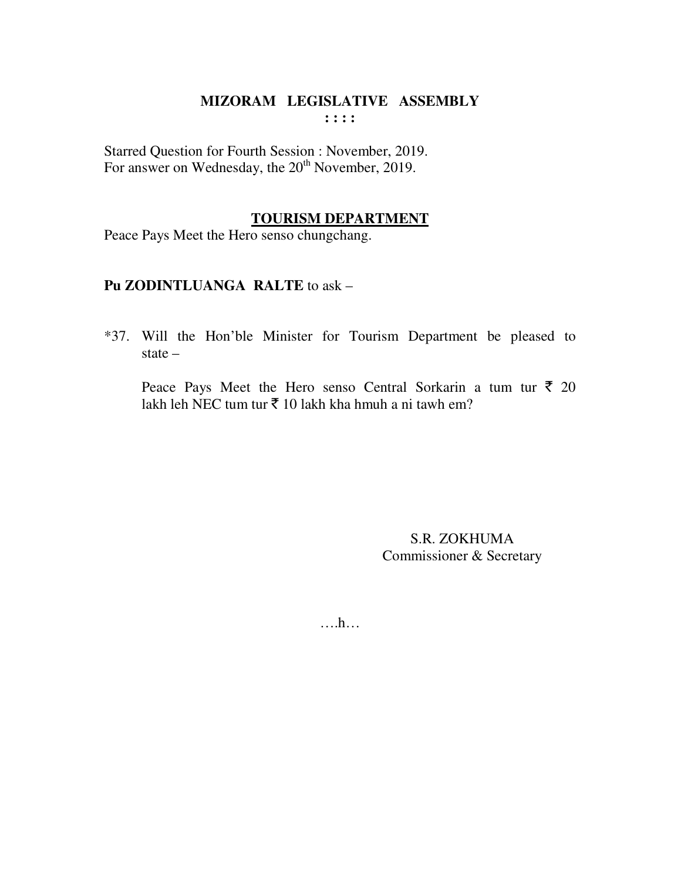# MIZORAM LEGISLATIVE ASSEMBLY

: : : :

Starred Question for Fourth Session : November, 2019.
For answer on Wednesday, the 20th November, 2019.

## TOURISM DEPARTMENT

Peace Pays Meet the Hero senso chungchang.

**Pu ZODINTLUANGA RALTE** to ask –

*37. Will the Hon'ble Minister for Tourism Department be pleased to state –

Peace Pays Meet the Hero senso Central Sorkarin a tum tur ₹ 20 lakh leh NEC tum tur ₹ 10 lakh kha hmuh a ni tawh em?

S.R. ZOKHUMA
Commissioner & Secretary

….h…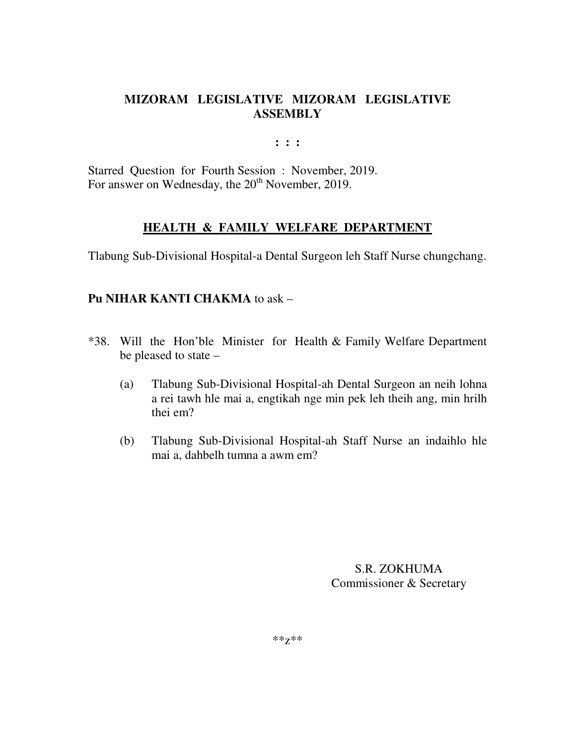**MIZORAM LEGISLATIVE MIZORAM LEGISLATIVE ASSEMBLY**

**: : :**

Starred Question for Fourth Session : November, 2019.
For answer on Wednesday, the 20th November, 2019.

## HEALTH & FAMILY WELFARE DEPARTMENT

Tlabung Sub-Divisional Hospital-a Dental Surgeon leh Staff Nurse chungchang.

**Pu NIHAR KANTI CHAKMA** to ask –

*38. Will the Hon'ble Minister for Health & Family Welfare Department be pleased to state –

(a) Tlabung Sub-Divisional Hospital-ah Dental Surgeon an neih lohna a rei tawh hle mai a, engtikah nge min pek leh theih ang, min hrilh thei em?

(b) Tlabung Sub-Divisional Hospital-ah Staff Nurse an indaihlo hle mai a, dahbelh tumna a awm em?

S.R. ZOKHUMA
Commissioner & Secretary

**z**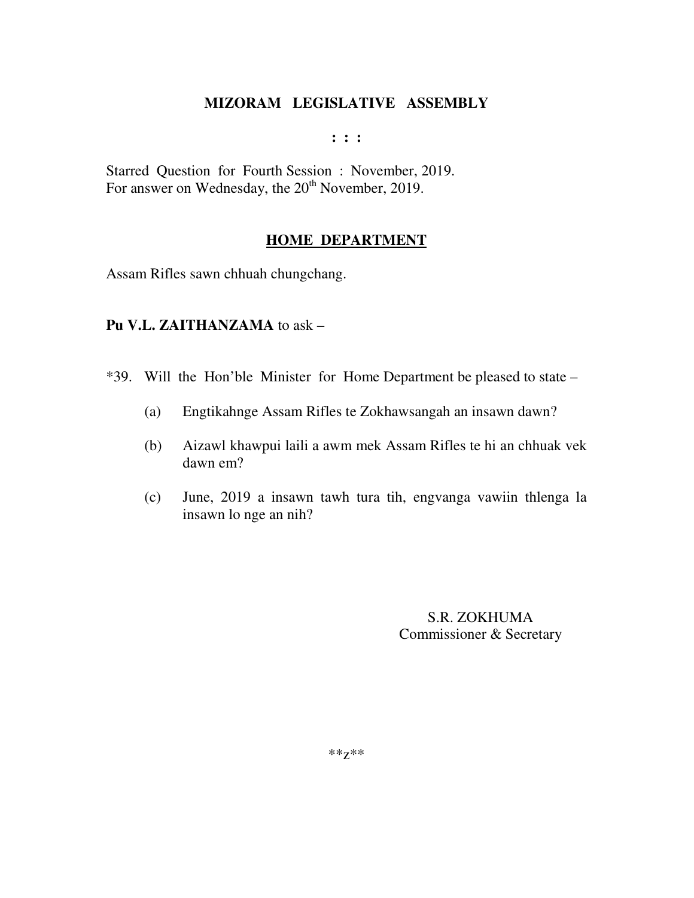# MIZORAM LEGISLATIVE ASSEMBLY

: : :

Starred Question for Fourth Session : November, 2019.
For answer on Wednesday, the 20th November, 2019.

## HOME DEPARTMENT

Assam Rifles sawn chhuah chungchang.

**Pu V.L. ZAITHANZAMA** to ask –

*39. Will the Hon'ble Minister for Home Department be pleased to state –

(a) Engtikahnge Assam Rifles te Zokhawsangah an insawn dawn?

(b) Aizawl khawpui laili a awm mek Assam Rifles te hi an chhuak vek dawn em?

(c) June, 2019 a insawn tawh tura tih, engvanga vawiin thlenga la insawn lo nge an nih?

S.R. ZOKHUMA
Commissioner & Secretary

**z**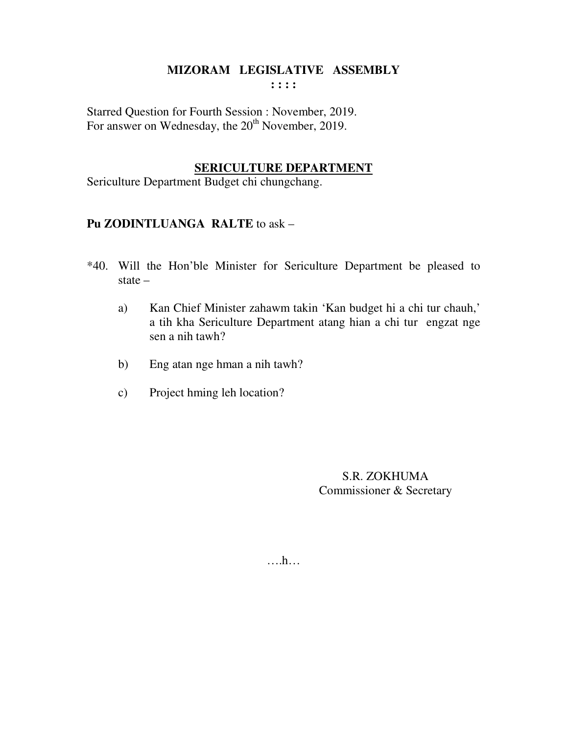**MIZORAM LEGISLATIVE ASSEMBLY**
**: : : :**

Starred Question for Fourth Session : November, 2019.
For answer on Wednesday, the 20th November, 2019.

**<u>SERICULTURE DEPARTMENT</u>**
Sericulture Department Budget chi chungchang.

**Pu ZODINTLUANGA RALTE** to ask –

*40. Will the Hon'ble Minister for Sericulture Department be pleased to state –

a) Kan Chief Minister zahawm takin 'Kan budget hi a chi tur chauh,' a tih kha Sericulture Department atang hian a chi tur engzat nge sen a nih tawh?

b) Eng atan nge hman a nih tawh?

c) Project hming leh location?

S.R. ZOKHUMA
Commissioner & Secretary

….h…